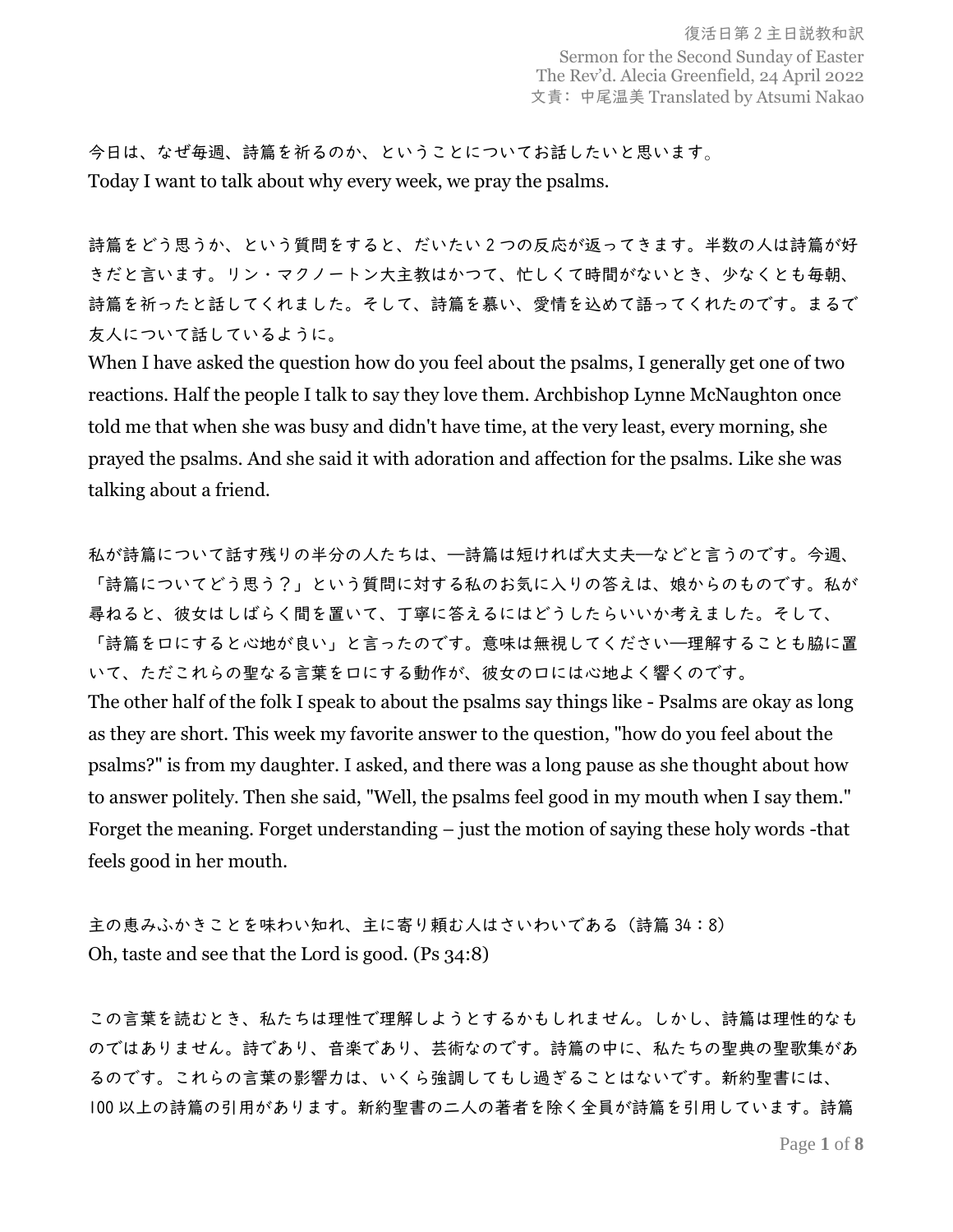復活日第２主日説教和訳
Sermon for the Second Sunday of Easter
The Rev'd. Alecia Greenfield, 24 April 2022
文責：中尾温美 Translated by Atsumi Nakao

今日は、なぜ毎週、詩篇を祈るのか、ということについてお話したいと思います。
Today I want to talk about why every week, we pray the psalms.

詩篇をどう思うか、という質問をすると、だいたい２つの反応が返ってきます。半数の人は詩篇が好きだと言います。リン・マクノートン大主教はかつて、忙しくて時間がないとき、少なくとも毎朝、詩篇を祈ったと話してくれました。そして、詩篇を慕い、愛情を込めて語ってくれたのです。まるで友人について話しているように。
When I have asked the question how do you feel about the psalms, I generally get one of two reactions. Half the people I talk to say they love them. Archbishop Lynne McNaughton once told me that when she was busy and didn't have time, at the very least, every morning, she prayed the psalms. And she said it with adoration and affection for the psalms. Like she was talking about a friend.

私が詩篇について話す残りの半分の人たちは、―詩篇は短ければ大丈夫―などと言うのです。今週、「詩篇についてどう思う？」という質問に対する私のお気に入りの答えは、娘からのものです。私が尋ねると、彼女はしばらく間を置いて、丁寧に答えるにはどうしたらいいか考えました。そして、「詩篇を口にすると心地が良い」と言ったのです。意味は無視してください―理解することも脇に置いて、ただこれらの聖なる言葉を口にする動作が、彼女の口には心地よく響くのです。
The other half of the folk I speak to about the psalms say things like - Psalms are okay as long as they are short. This week my favorite answer to the question, "how do you feel about the psalms?" is from my daughter. I asked, and there was a long pause as she thought about how to answer politely. Then she said, "Well, the psalms feel good in my mouth when I say them." Forget the meaning. Forget understanding – just the motion of saying these holy words -that feels good in her mouth.

主の恵みふかきことを味わい知れ、主に寄り頼む人はさいわいである（詩篇 34：8）
Oh, taste and see that the Lord is good. (Ps 34:8)

この言葉を読むとき、私たちは理性で理解しようとするかもしれません。しかし、詩篇は理性的なものではありません。詩であり、音楽であり、芸術なのです。詩篇の中に、私たちの聖典の聖歌集があるのです。これらの言葉の影響力は、いくら強調してもし過ぎることはないです。新約聖書には、100 以上の詩篇の引用があります。新約聖書の二人の著者を除く全員が詩篇を引用しています。詩篇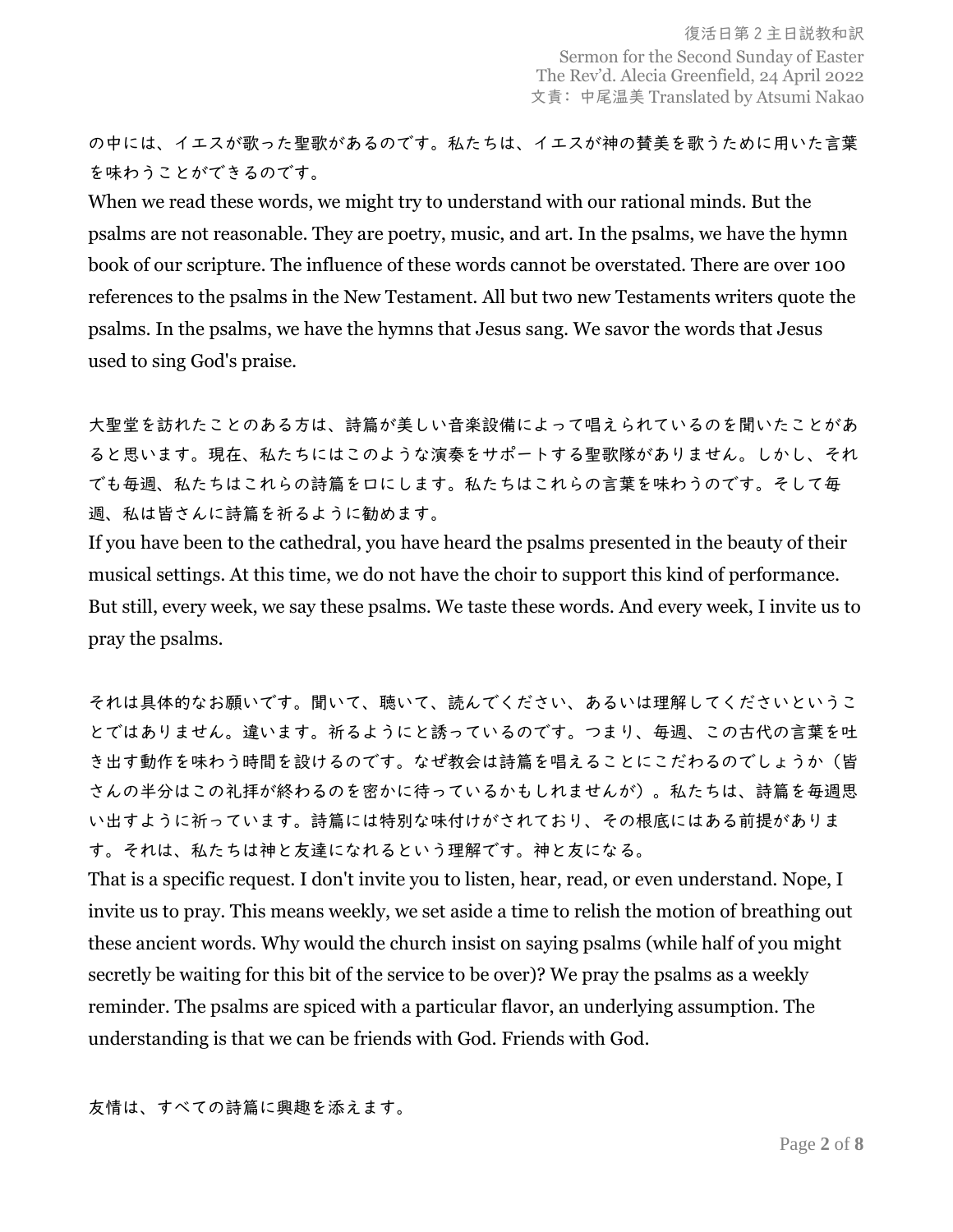の中には、イエスが歌った聖歌があるのです。私たちは、イエスが神の賛美を歌うために用いた言葉を味わうことができるのです。

When we read these words, we might try to understand with our rational minds. But the psalms are not reasonable. They are poetry, music, and art. In the psalms, we have the hymn book of our scripture. The influence of these words cannot be overstated. There are over 100 references to the psalms in the New Testament. All but two new Testaments writers quote the psalms. In the psalms, we have the hymns that Jesus sang. We savor the words that Jesus used to sing God's praise.

大聖堂を訪れたことのある方は、詩篇が美しい音楽設備によって唱えられているのを聞いたことがあると思います。現在、私たちにはこのような演奏をサポートする聖歌隊がありません。しかし、それでも毎週、私たちはこれらの詩篇を口にします。私たちはこれらの言葉を味わうのです。そして毎週、私は皆さんに詩篇を祈るように勧めます。

If you have been to the cathedral, you have heard the psalms presented in the beauty of their musical settings. At this time, we do not have the choir to support this kind of performance. But still, every week, we say these psalms. We taste these words. And every week, I invite us to pray the psalms.

それは具体的なお願いです。聞いて、聴いて、読んでください、あるいは理解してくださいということではありません。違います。祈るようにと誘っているのです。つまり、毎週、この古代の言葉を吐き出す動作を味わう時間を設けるのです。なぜ教会は詩篇を唱えることにこだわるのでしょうか（皆さんの半分はこの礼拝が終わるのを密かに待っているかもしれませんが）。私たちは、詩篇を毎週思い出すように祈っています。詩篇には特別な味付けがされており、その根底にはある前提があります。それは、私たちは神と友達になれるという理解です。神と友になる。

That is a specific request. I don't invite you to listen, hear, read, or even understand. Nope, I invite us to pray. This means weekly, we set aside a time to relish the motion of breathing out these ancient words. Why would the church insist on saying psalms (while half of you might secretly be waiting for this bit of the service to be over)? We pray the psalms as a weekly reminder. The psalms are spiced with a particular flavor, an underlying assumption. The understanding is that we can be friends with God. Friends with God.

友情は、すべての詩篇に興趣を添えます。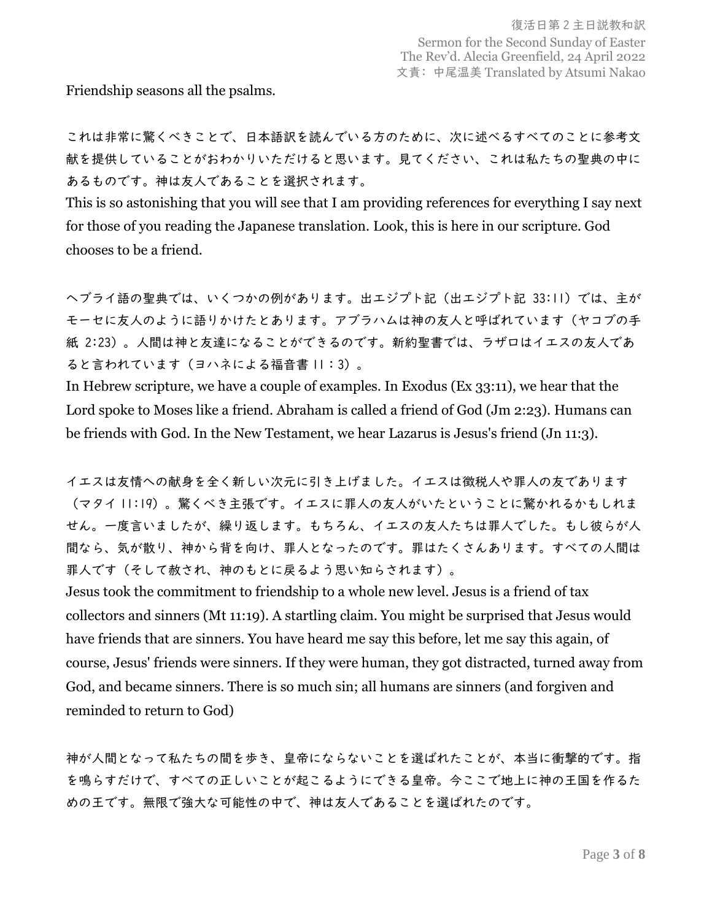Friendship seasons all the psalms.

これは非常に驚くべきことで、日本語訳を読んでいる方のために、次に述べるすべてのことに参考文献を提供していることがおわかりいただけると思います。見てください、これは私たちの聖典の中にあるものです。神は友人であることを選択されます。

This is so astonishing that you will see that I am providing references for everything I say next for those of you reading the Japanese translation. Look, this is here in our scripture. God chooses to be a friend.

ヘブライ語の聖典では、いくつかの例があります。出エジプト記（出エジプト記 33:11）では、主がモーセに友人のように語りかけたとあります。アブラハムは神の友人と呼ばれています（ヤコブの手紙 2:23）。人間は神と友達になることができるのです。新約聖書では、ラザロはイエスの友人であると言われています（ヨハネによる福音書 11：3）。

In Hebrew scripture, we have a couple of examples. In Exodus (Ex 33:11), we hear that the Lord spoke to Moses like a friend. Abraham is called a friend of God (Jm 2:23). Humans can be friends with God. In the New Testament, we hear Lazarus is Jesus's friend (Jn 11:3).

イエスは友情への献身を全く新しい次元に引き上げました。イエスは徴税人や罪人の友であります（マタイ 11:19）。驚くべき主張です。イエスに罪人の友人がいたということに驚かれるかもしれません。一度言いましたが、繰り返します。もちろん、イエスの友人たちは罪人でした。もし彼らが人間なら、気が散り、神から背を向け、罪人となったのです。罪はたくさんあります。すべての人間は罪人です（そして赦され、神のもとに戻るよう思い知らされます）。

Jesus took the commitment to friendship to a whole new level. Jesus is a friend of tax collectors and sinners (Mt 11:19). A startling claim. You might be surprised that Jesus would have friends that are sinners. You have heard me say this before, let me say this again, of course, Jesus' friends were sinners. If they were human, they got distracted, turned away from God, and became sinners. There is so much sin; all humans are sinners (and forgiven and reminded to return to God)

神が人間となって私たちの間を歩き、皇帝にならないことを選ばれたことが、本当に衝撃的です。指を鳴らすだけで、すべての正しいことが起こるようにできる皇帝。今ここで地上に神の王国を作るための王です。無限で強大な可能性の中で、神は友人であることを選ばれたのです。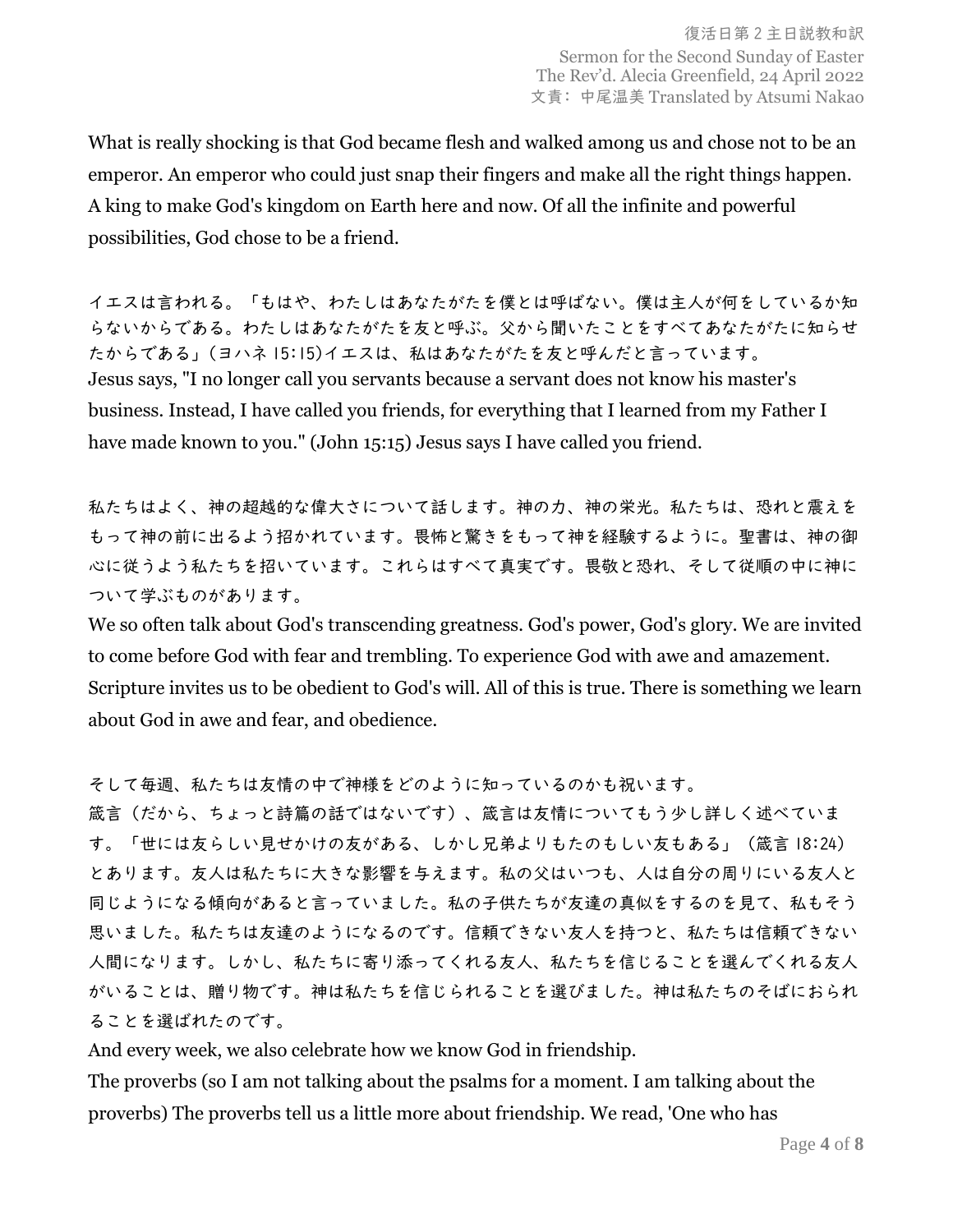What is really shocking is that God became flesh and walked among us and chose not to be an emperor. An emperor who could just snap their fingers and make all the right things happen. A king to make God's kingdom on Earth here and now. Of all the infinite and powerful possibilities, God chose to be a friend.

イエスは言われる。「もはや、わたしはあなたがたを僕とは呼ばない。僕は主人が何をしているか知らないからである。わたしはあなたがたを友と呼ぶ。父から聞いたことをすべてあなたがたに知らせたからである」（ヨハネ 15:15）イエスは、私はあなたがたを友と呼んだと言っています。
Jesus says, "I no longer call you servants because a servant does not know his master's business. Instead, I have called you friends, for everything that I learned from my Father I have made known to you." (John 15:15) Jesus says I have called you friend.

私たちはよく、神の超越的な偉大さについて話します。神の力、神の栄光。私たちは、恐れと震えをもって神の前に出るよう招かれています。畏怖と驚きをもって神を経験するように。聖書は、神の御心に従うよう私たちを招いています。これらはすべて真実です。畏敬と恐れ、そして従順の中に神について学ぶものがあります。
We so often talk about God's transcending greatness. God's power, God's glory. We are invited to come before God with fear and trembling. To experience God with awe and amazement. Scripture invites us to be obedient to God's will. All of this is true. There is something we learn about God in awe and fear, and obedience.

そして毎週、私たちは友情の中で神様をどのように知っているのかも祝います。
箴言（だから、ちょっと詩篇の話ではないです）、箴言は友情についてもう少し詳しく述べています。「世には友らしい見せかけの友がある、しかし兄弟よりもたのもしい友もある」（箴言 18:24）とあります。友人は私たちに大きな影響を与えます。私の父はいつも、人は自分の周りにいる友人と同じようになる傾向があると言っていました。私の子供たちが友達の真似をするのを見て、私もそう思いました。私たちは友達のようになるのです。信頼できない友人を持つと、私たちは信頼できない人間になります。しかし、私たちに寄り添ってくれる友人、私たちを信じることを選んでくれる友人がいることは、贈り物です。神は私たちを信じられることを選びました。神は私たちのそばにおられることを選ばれたのです。
And every week, we also celebrate how we know God in friendship.
The proverbs (so I am not talking about the psalms for a moment. I am talking about the proverbs) The proverbs tell us a little more about friendship. We read, 'One who has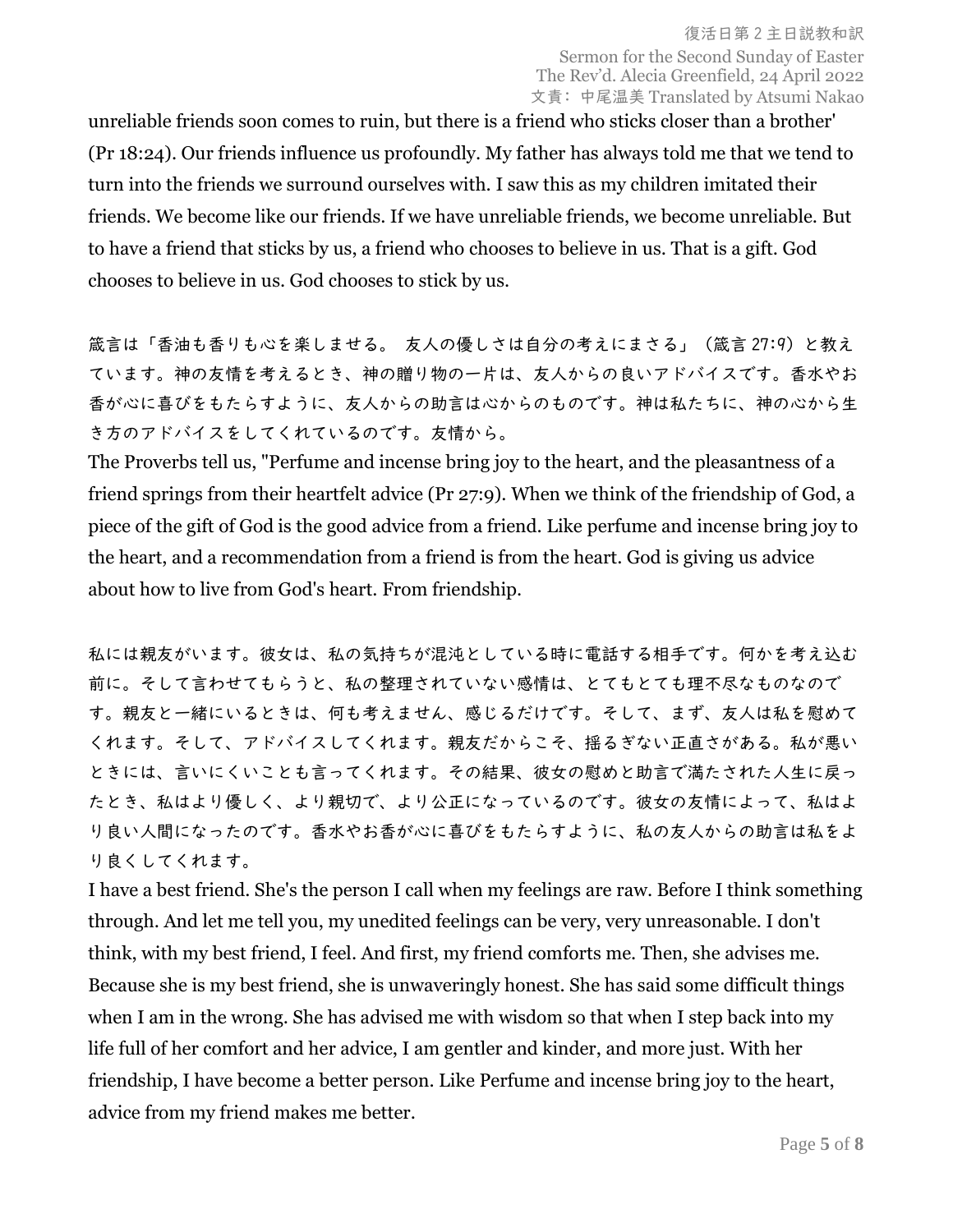unreliable friends soon comes to ruin, but there is a friend who sticks closer than a brother' (Pr 18:24). Our friends influence us profoundly. My father has always told me that we tend to turn into the friends we surround ourselves with. I saw this as my children imitated their friends. We become like our friends. If we have unreliable friends, we become unreliable. But to have a friend that sticks by us, a friend who chooses to believe in us. That is a gift. God chooses to believe in us. God chooses to stick by us.

箴言は「香油も香りも心を楽しませる。 友人の優しさは自分の考えにまさる」（箴言 27:9）と教えています。神の友情を考えるとき、神の贈り物の一片は、友人からの良いアドバイスです。香水やお香が心に喜びをもたらすように、友人からの助言は心からのものです。神は私たちに、神の心から生き方のアドバイスをしてくれているのです。友情から。

The Proverbs tell us, "Perfume and incense bring joy to the heart, and the pleasantness of a friend springs from their heartfelt advice (Pr 27:9). When we think of the friendship of God, a piece of the gift of God is the good advice from a friend. Like perfume and incense bring joy to the heart, and a recommendation from a friend is from the heart. God is giving us advice about how to live from God's heart. From friendship.

私には親友がいます。彼女は、私の気持ちが混沌としている時に電話する相手です。何かを考え込む前に。そして言わせてもらうと、私の整理されていない感情は、とてもとても理不尽なものなのです。親友と一緒にいるときは、何も考えません、感じるだけです。そして、まず、友人は私を慰めてくれます。そして、アドバイスしてくれます。親友だからこそ、揺るぎない正直さがある。私が悪いときには、言いにくいことも言ってくれます。その結果、彼女の慰めと助言で満たされた人生に戻ったとき、私はより優しく、より親切で、より公正になっているのです。彼女の友情によって、私はより良い人間になったのです。香水やお香が心に喜びをもたらすように、私の友人からの助言は私をより良くしてくれます。

I have a best friend. She's the person I call when my feelings are raw. Before I think something through. And let me tell you, my unedited feelings can be very, very unreasonable. I don't think, with my best friend, I feel. And first, my friend comforts me. Then, she advises me. Because she is my best friend, she is unwaveringly honest. She has said some difficult things when I am in the wrong. She has advised me with wisdom so that when I step back into my life full of her comfort and her advice, I am gentler and kinder, and more just. With her friendship, I have become a better person. Like Perfume and incense bring joy to the heart, advice from my friend makes me better.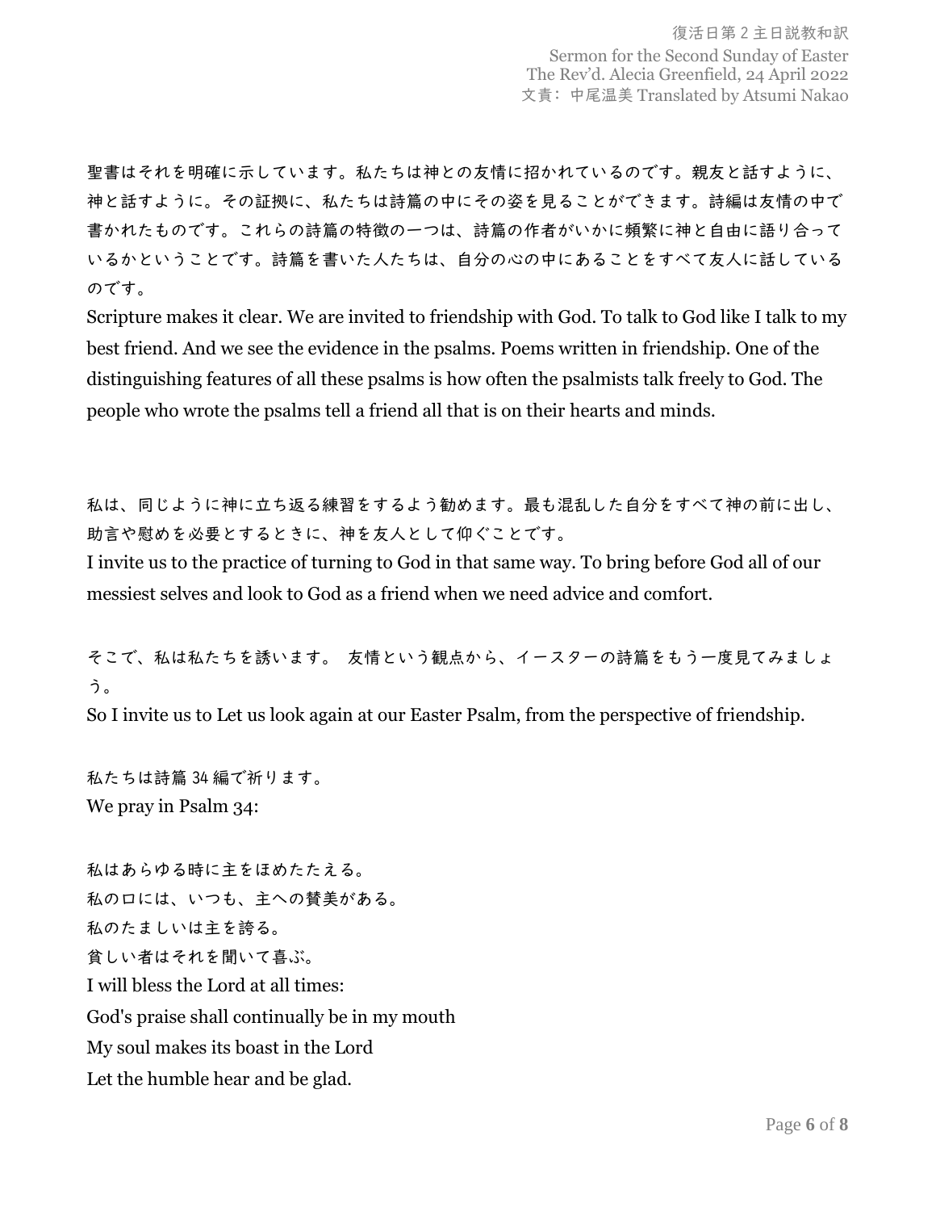聖書はそれを明確に示しています。私たちは神との友情に招かれているのです。親友と話すように、神と話すように。その証拠に、私たちは詩篇の中にその姿を見ることができます。詩編は友情の中で書かれたものです。これらの詩篇の特徴の一つは、詩篇の作者がいかに頻繁に神と自由に語り合っているかということです。詩篇を書いた人たちは、自分の心の中にあることをすべて友人に話しているのです。

Scripture makes it clear. We are invited to friendship with God. To talk to God like I talk to my best friend. And we see the evidence in the psalms. Poems written in friendship. One of the distinguishing features of all these psalms is how often the psalmists talk freely to God. The people who wrote the psalms tell a friend all that is on their hearts and minds.

私は、同じように神に立ち返る練習をするよう勧めます。最も混乱した自分をすべて神の前に出し、助言や慰めを必要とするときに、神を友人として仰ぐことです。

I invite us to the practice of turning to God in that same way. To bring before God all of our messiest selves and look to God as a friend when we need advice and comfort.

そこで、私は私たちを誘います。 友情という観点から、イースターの詩篇をもう一度見てみましょう。

So I invite us to Let us look again at our Easter Psalm, from the perspective of friendship.

私たちは詩篇 34 編で祈ります。

We pray in Psalm 34:

私はあらゆる時に主をほめたたえる。
私の口には、いつも、主への賛美がある。
私のたましいは主を誇る。
貧しい者はそれを聞いて喜ぶ。

I will bless the Lord at all times:
God's praise shall continually be in my mouth
My soul makes its boast in the Lord
Let the humble hear and be glad.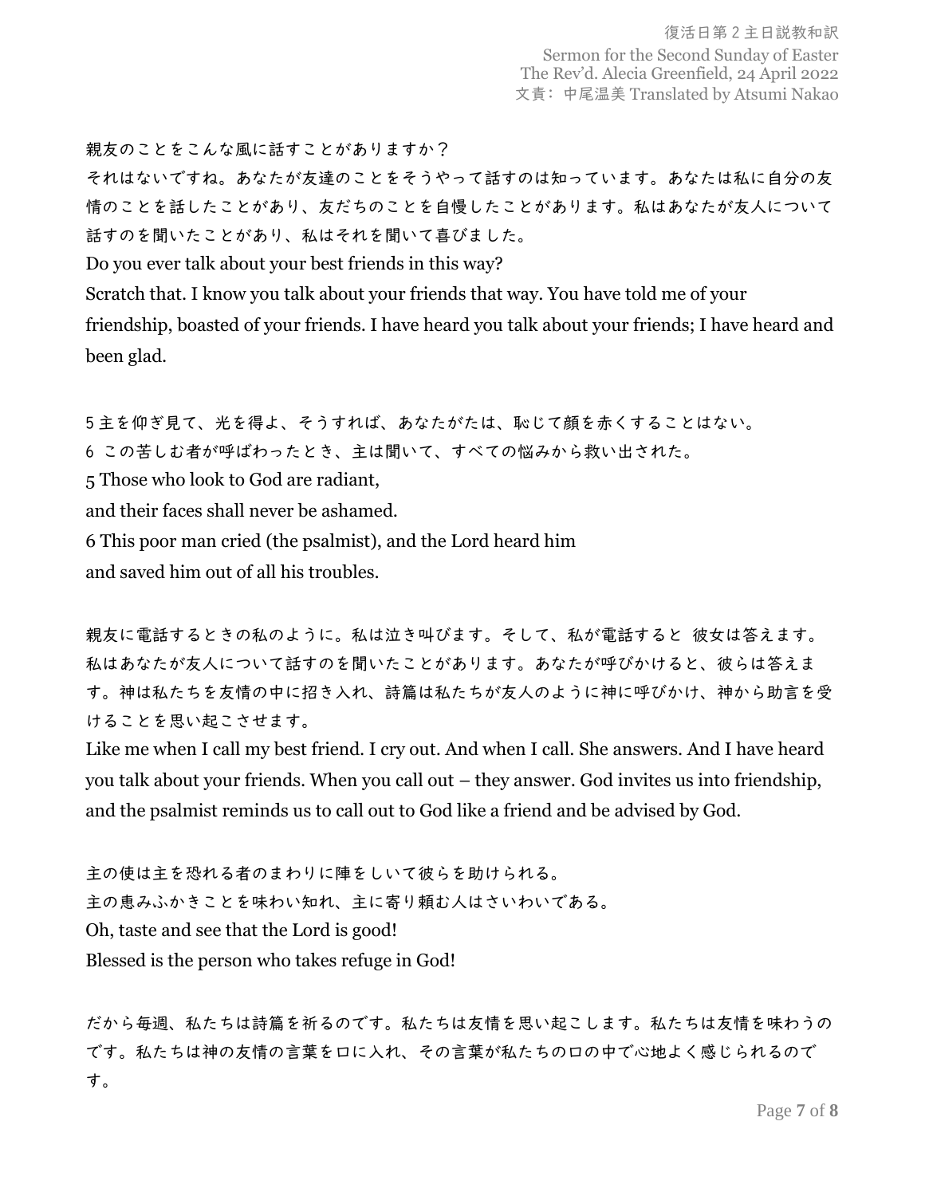親友のことをこんな風に話すことがありますか？
それはないですね。あなたが友達のことをそうやって話すのは知っています。あなたは私に自分の友情のことを話したことがあり、友だちのことを自慢したことがあります。私はあなたが友人について話すのを聞いたことがあり、私はそれを聞いて喜びました。
Do you ever talk about your best friends in this way?
Scratch that. I know you talk about your friends that way. You have told me of your friendship, boasted of your friends. I have heard you talk about your friends; I have heard and been glad.

5 主を仰ぎ見て、光を得よ、そうすれば、あなたがたは、恥じて顔を赤くすることはない。
6 この苦しむ者が呼ばわったとき、主は聞いて、すべての悩みから救い出された。
5 Those who look to God are radiant,
and their faces shall never be ashamed.
6 This poor man cried (the psalmist), and the Lord heard him
and saved him out of all his troubles.

親友に電話するときの私のように。私は泣き叫びます。そして、私が電話すると 彼女は答えます。私はあなたが友人について話すのを聞いたことがあります。あなたが呼びかけると、彼らは答えます。神は私たちを友情の中に招き入れ、詩篇は私たちが友人のように神に呼びかけ、神から助言を受けることを思い起こさせます。
Like me when I call my best friend. I cry out. And when I call. She answers. And I have heard you talk about your friends. When you call out – they answer. God invites us into friendship, and the psalmist reminds us to call out to God like a friend and be advised by God.

主の使は主を恐れる者のまわりに陣をしいて彼らを助けられる。
主の恵みふかきことを味わい知れ、主に寄り頼む人はさいわいである。
Oh, taste and see that the Lord is good!
Blessed is the person who takes refuge in God!

だから毎週、私たちは詩篇を祈るのです。私たちは友情を思い起こします。私たちは友情を味わうのです。私たちは神の友情の言葉を口に入れ、その言葉が私たちの口の中で心地よく感じられるのです。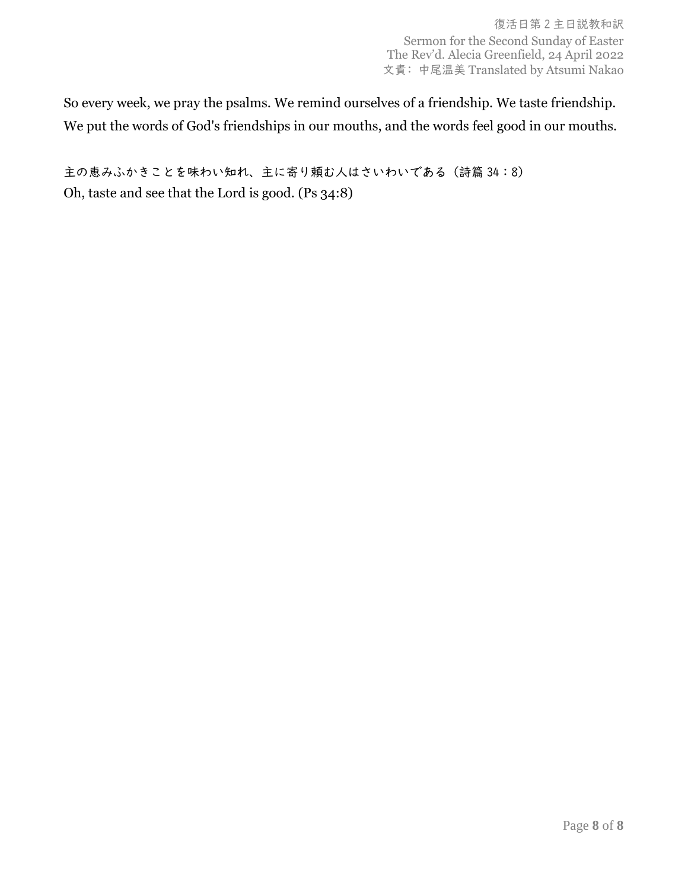So every week, we pray the psalms. We remind ourselves of a friendship. We taste friendship. We put the words of God's friendships in our mouths, and the words feel good in our mouths.

主の恵みふかきことを味わい知れ、主に寄り頼む人はさいわいである（詩篇 34：8）
Oh, taste and see that the Lord is good. (Ps 34:8)